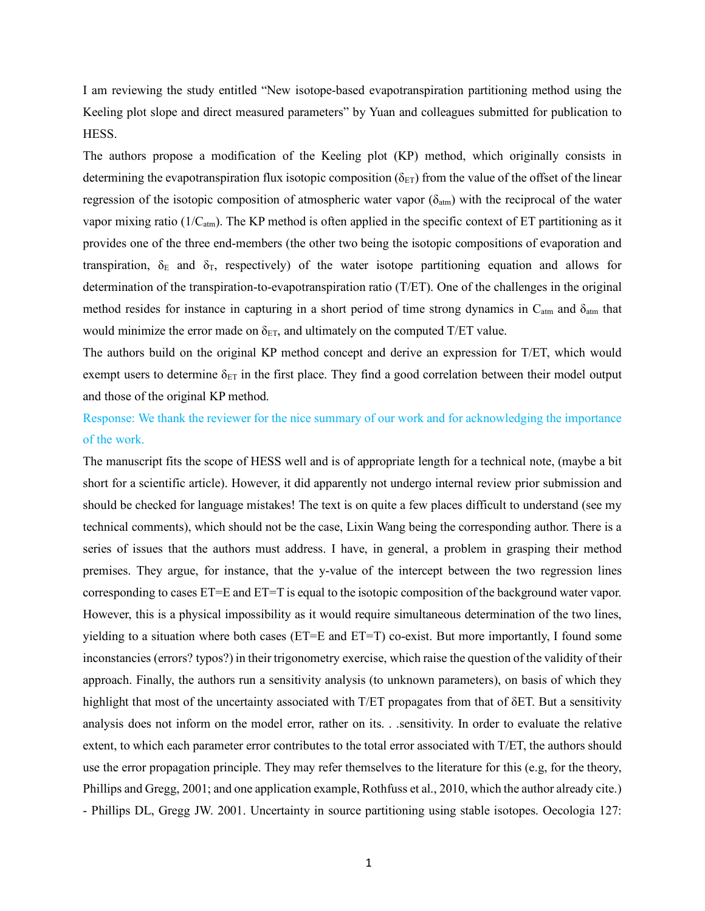I am reviewing the study entitled "New isotope-based evapotranspiration partitioning method using the Keeling plot slope and direct measured parameters" by Yuan and colleagues submitted for publication to HESS.

The authors propose a modification of the Keeling plot (KP) method, which originally consists in determining the evapotranspiration flux isotopic composition ($\delta_{ET}$) from the value of the offset of the linear regression of the isotopic composition of atmospheric water vapor ($\delta_{atm}$) with the reciprocal of the water vapor mixing ratio ($1/C_{atm}$). The KP method is often applied in the specific context of ET partitioning as it provides one of the three end-members (the other two being the isotopic compositions of evaporation and transpiration, $\delta_E$ and $\delta_T$, respectively) of the water isotope partitioning equation and allows for determination of the transpiration-to-evapotranspiration ratio (T/ET). One of the challenges in the original method resides for instance in capturing in a short period of time strong dynamics in $C_{atm}$ and $\delta_{atm}$ that would minimize the error made on $\delta_{ET}$, and ultimately on the computed T/ET value.

The authors build on the original KP method concept and derive an expression for T/ET, which would exempt users to determine $\delta_{ET}$ in the first place. They find a good correlation between their model output and those of the original KP method.

Response: We thank the reviewer for the nice summary of our work and for acknowledging the importance of the work.

The manuscript fits the scope of HESS well and is of appropriate length for a technical note, (maybe a bit short for a scientific article). However, it did apparently not undergo internal review prior submission and should be checked for language mistakes! The text is on quite a few places difficult to understand (see my technical comments), which should not be the case, Lixin Wang being the corresponding author. There is a series of issues that the authors must address. I have, in general, a problem in grasping their method premises. They argue, for instance, that the y-value of the intercept between the two regression lines corresponding to cases ET=E and ET=T is equal to the isotopic composition of the background water vapor. However, this is a physical impossibility as it would require simultaneous determination of the two lines, yielding to a situation where both cases (ET=E and ET=T) co-exist. But more importantly, I found some inconstancies (errors? typos?) in their trigonometry exercise, which raise the question of the validity of their approach. Finally, the authors run a sensitivity analysis (to unknown parameters), on basis of which they highlight that most of the uncertainty associated with T/ET propagates from that of δET. But a sensitivity analysis does not inform on the model error, rather on its. . .sensitivity. In order to evaluate the relative extent, to which each parameter error contributes to the total error associated with T/ET, the authors should use the error propagation principle. They may refer themselves to the literature for this (e.g, for the theory, Phillips and Gregg, 2001; and one application example, Rothfuss et al., 2010, which the author already cite.)

- Phillips DL, Gregg JW. 2001. Uncertainty in source partitioning using stable isotopes. Oecologia 127: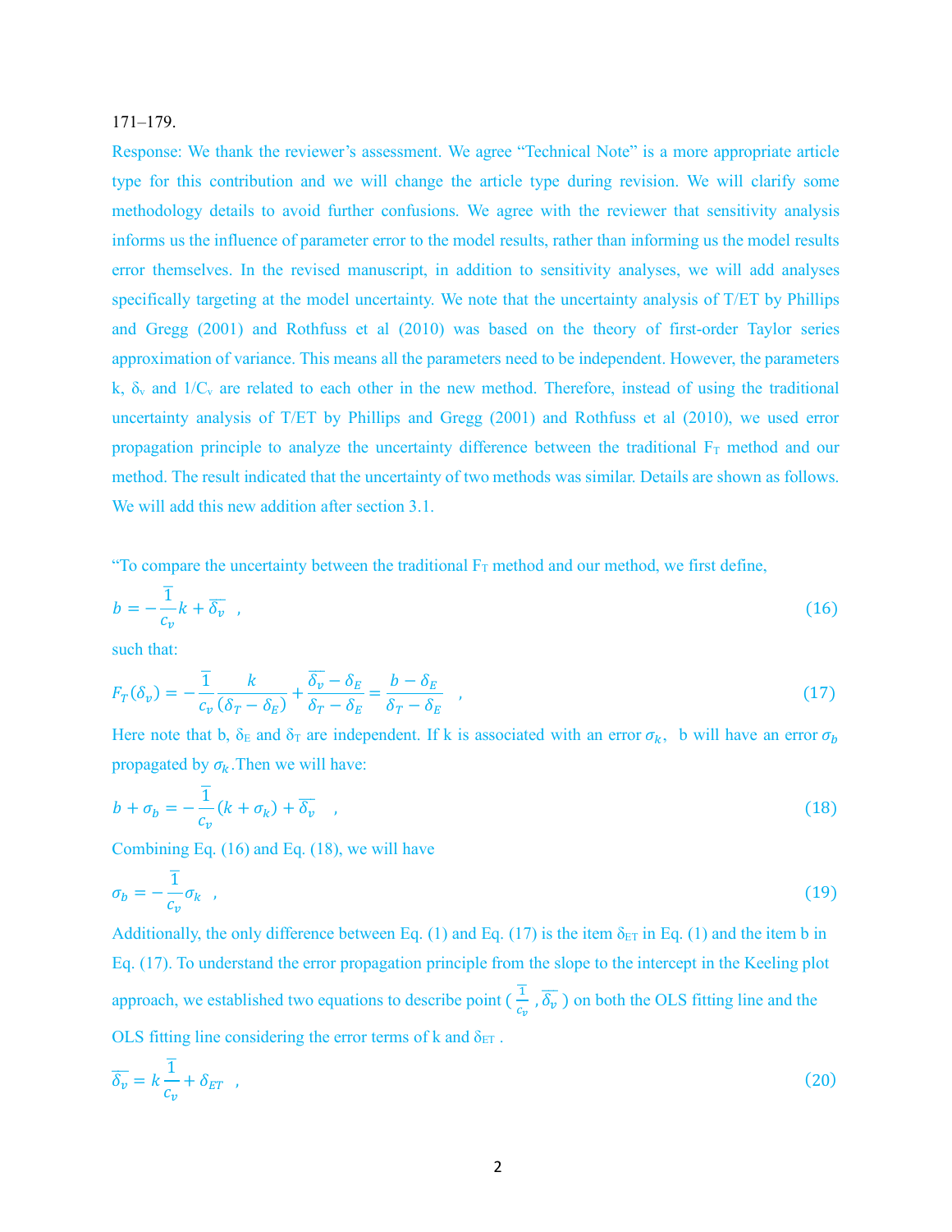171–179.

Response: We thank the reviewer's assessment. We agree "Technical Note" is a more appropriate article type for this contribution and we will change the article type during revision. We will clarify some methodology details to avoid further confusions. We agree with the reviewer that sensitivity analysis informs us the influence of parameter error to the model results, rather than informing us the model results error themselves. In the revised manuscript, in addition to sensitivity analyses, we will add analyses specifically targeting at the model uncertainty. We note that the uncertainty analysis of T/ET by Phillips and Gregg (2001) and Rothfuss et al (2010) was based on the theory of first-order Taylor series approximation of variance. This means all the parameters need to be independent. However, the parameters k, $\delta_v$ and $1/C_v$ are related to each other in the new method. Therefore, instead of using the traditional uncertainty analysis of T/ET by Phillips and Gregg (2001) and Rothfuss et al (2010), we used error propagation principle to analyze the uncertainty difference between the traditional $F_T$ method and our method. The result indicated that the uncertainty of two methods was similar. Details are shown as follows. We will add this new addition after section 3.1.

"To compare the uncertainty between the traditional $F_T$ method and our method, we first define,

$$b = -\overline{\frac{1}{c_v}}k + \overline{\delta_v} \quad , \tag{16}$$

such that:

$$F_T(\delta_v) = -\overline{\frac{1}{c_v}}\frac{k}{(\delta_T - \delta_E)} + \frac{\overline{\delta_v} - \delta_E}{\delta_T - \delta_E} = \frac{b - \delta_E}{\delta_T - \delta_E} \quad , \tag{17}$$

Here note that b, $\delta_E$ and $\delta_T$ are independent. If k is associated with an error $\sigma_k$, b will have an error $\sigma_b$ propagated by $\sigma_k$.Then we will have:

$$b + \sigma_b = -\overline{\frac{1}{c_v}}(k + \sigma_k) + \overline{\delta_v} \quad , \tag{18}$$

Combining Eq. (16) and Eq. (18), we will have

$$\sigma_b = -\overline{\frac{1}{c_v}}\sigma_k \quad , \tag{19}$$

Additionally, the only difference between Eq. (1) and Eq. (17) is the item $\delta_{ET}$ in Eq. (1) and the item b in Eq. (17). To understand the error propagation principle from the slope to the intercept in the Keeling plot approach, we established two equations to describe point ( $\overline{\frac{1}{c_v}}$ , $\overline{\delta_v}$ ) on both the OLS fitting line and the OLS fitting line considering the error terms of k and $\delta_{ET}$ .

$$\overline{\delta_v} = k\overline{\frac{1}{c_v}} + \delta_{ET} \quad , \tag{20}$$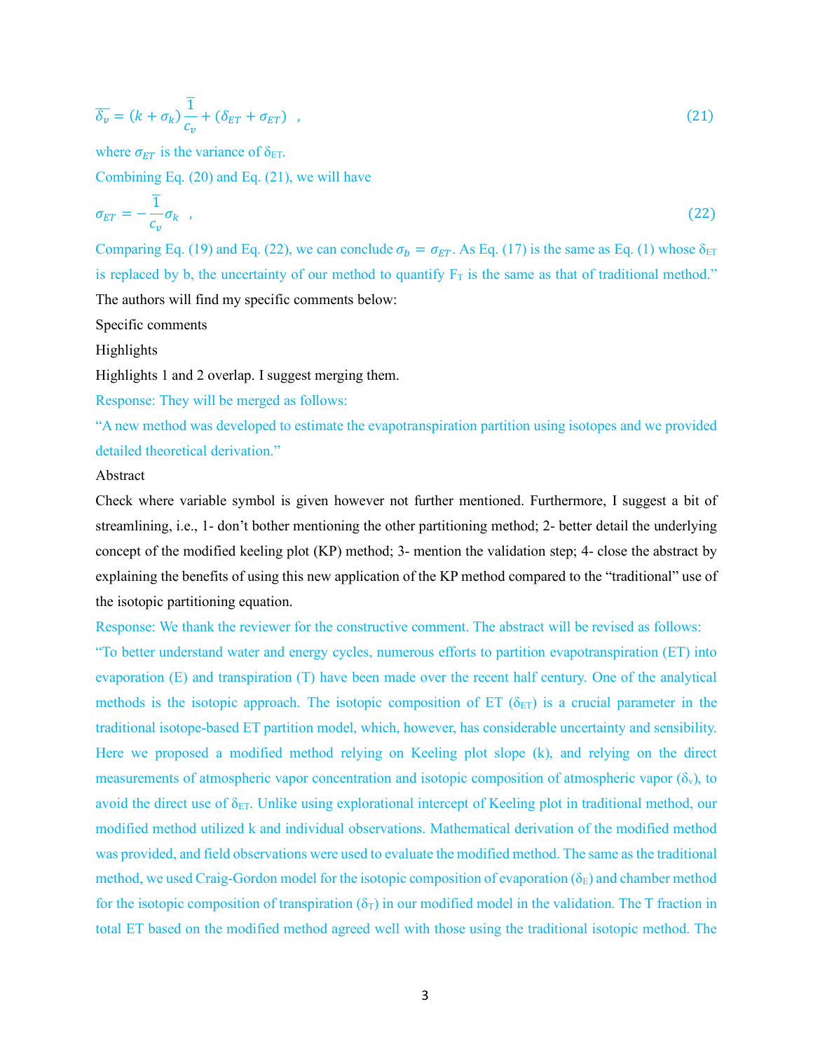$$\overline{\delta_v} = (k + \sigma_k)\overline{\frac{1}{c_v}} + (\delta_{ET} + \sigma_{ET}) \quad , \tag{21}$$

where $\sigma_{ET}$ is the variance of $\delta_{ET}$.

Combining Eq. (20) and Eq. (21), we will have

$$\sigma_{ET} = -\overline{\frac{1}{c_v}}\sigma_k \quad , \tag{22}$$

Comparing Eq. (19) and Eq. (22), we can conclude $\sigma_b = \sigma_{ET}$. As Eq. (17) is the same as Eq. (1) whose $\delta_{ET}$ is replaced by b, the uncertainty of our method to quantify $F_T$ is the same as that of traditional method."

The authors will find my specific comments below:

Specific comments

Highlights

Highlights 1 and 2 overlap. I suggest merging them.

Response: They will be merged as follows:

"A new method was developed to estimate the evapotranspiration partition using isotopes and we provided detailed theoretical derivation."

Abstract

Check where variable symbol is given however not further mentioned. Furthermore, I suggest a bit of streamlining, i.e., 1- don't bother mentioning the other partitioning method; 2- better detail the underlying concept of the modified keeling plot (KP) method; 3- mention the validation step; 4- close the abstract by explaining the benefits of using this new application of the KP method compared to the "traditional" use of the isotopic partitioning equation.

Response: We thank the reviewer for the constructive comment. The abstract will be revised as follows:

"To better understand water and energy cycles, numerous efforts to partition evapotranspiration (ET) into evaporation (E) and transpiration (T) have been made over the recent half century. One of the analytical methods is the isotopic approach. The isotopic composition of ET ($\delta_{ET}$) is a crucial parameter in the traditional isotope-based ET partition model, which, however, has considerable uncertainty and sensibility. Here we proposed a modified method relying on Keeling plot slope (k), and relying on the direct measurements of atmospheric vapor concentration and isotopic composition of atmospheric vapor ($\delta_v$), to avoid the direct use of $\delta_{ET}$. Unlike using explorational intercept of Keeling plot in traditional method, our modified method utilized k and individual observations. Mathematical derivation of the modified method was provided, and field observations were used to evaluate the modified method. The same as the traditional method, we used Craig-Gordon model for the isotopic composition of evaporation ($\delta_E$) and chamber method for the isotopic composition of transpiration ($\delta_T$) in our modified model in the validation. The T fraction in total ET based on the modified method agreed well with those using the traditional isotopic method. The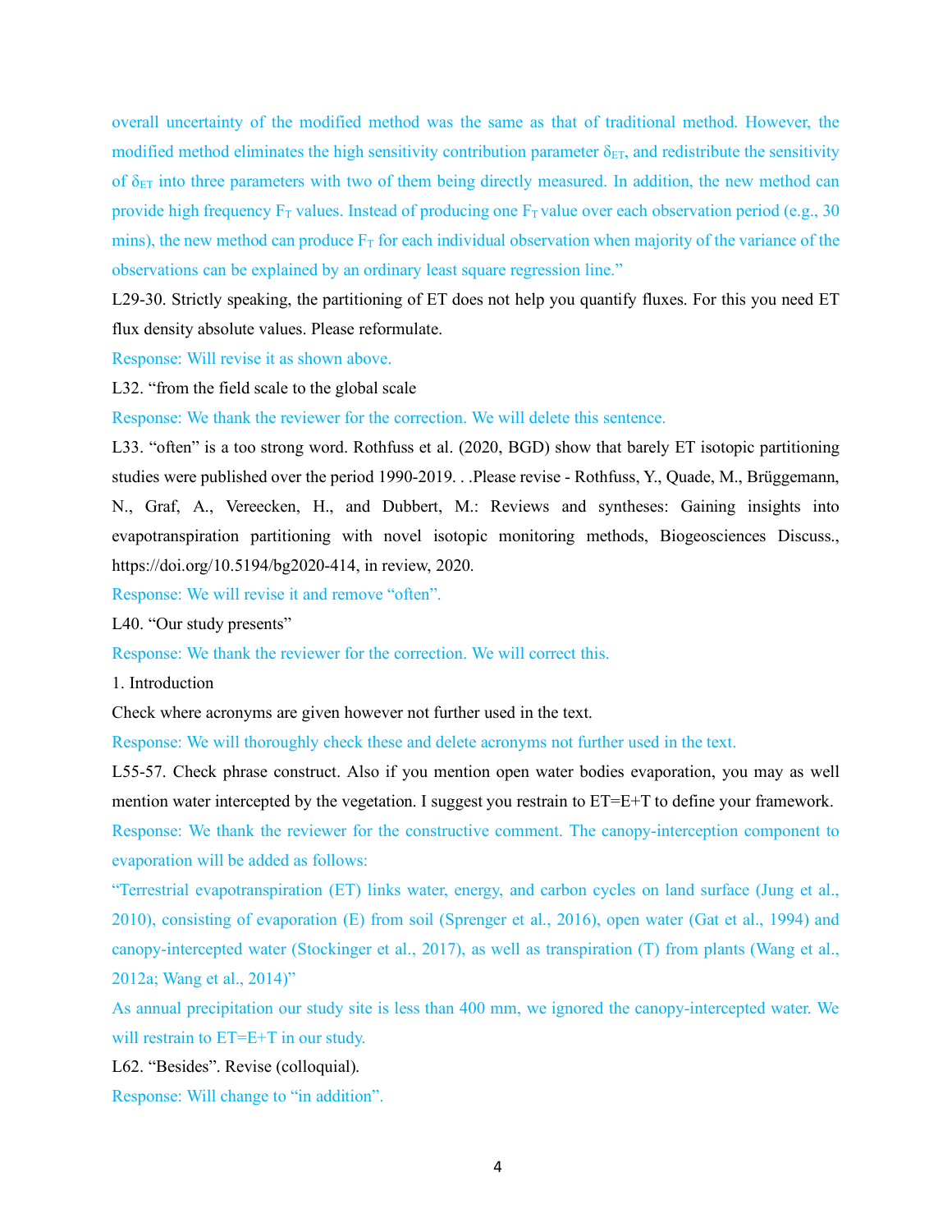overall uncertainty of the modified method was the same as that of traditional method. However, the modified method eliminates the high sensitivity contribution parameter $\delta_{ET}$, and redistribute the sensitivity of $\delta_{ET}$ into three parameters with two of them being directly measured. In addition, the new method can provide high frequency $F_T$ values. Instead of producing one $F_T$ value over each observation period (e.g., 30 mins), the new method can produce $F_T$ for each individual observation when majority of the variance of the observations can be explained by an ordinary least square regression line."

L29-30. Strictly speaking, the partitioning of ET does not help you quantify fluxes. For this you need ET flux density absolute values. Please reformulate.

Response: Will revise it as shown above.

L32. "from the field scale to the global scale

Response: We thank the reviewer for the correction. We will delete this sentence.

L33. "often" is a too strong word. Rothfuss et al. (2020, BGD) show that barely ET isotopic partitioning studies were published over the period 1990-2019. . .Please revise - Rothfuss, Y., Quade, M., Brüggemann, N., Graf, A., Vereecken, H., and Dubbert, M.: Reviews and syntheses: Gaining insights into evapotranspiration partitioning with novel isotopic monitoring methods, Biogeosciences Discuss., https://doi.org/10.5194/bg2020-414, in review, 2020.

Response: We will revise it and remove "often".

L40. "Our study presents"

Response: We thank the reviewer for the correction. We will correct this.

1. Introduction

Check where acronyms are given however not further used in the text.

Response: We will thoroughly check these and delete acronyms not further used in the text.

L55-57. Check phrase construct. Also if you mention open water bodies evaporation, you may as well mention water intercepted by the vegetation. I suggest you restrain to ET=E+T to define your framework.

Response: We thank the reviewer for the constructive comment. The canopy-interception component to evaporation will be added as follows:

"Terrestrial evapotranspiration (ET) links water, energy, and carbon cycles on land surface (Jung et al., 2010), consisting of evaporation (E) from soil (Sprenger et al., 2016), open water (Gat et al., 1994) and canopy-intercepted water (Stockinger et al., 2017), as well as transpiration (T) from plants (Wang et al., 2012a; Wang et al., 2014)"

As annual precipitation our study site is less than 400 mm, we ignored the canopy-intercepted water. We will restrain to ET=E+T in our study.

L62. "Besides". Revise (colloquial).

Response: Will change to "in addition".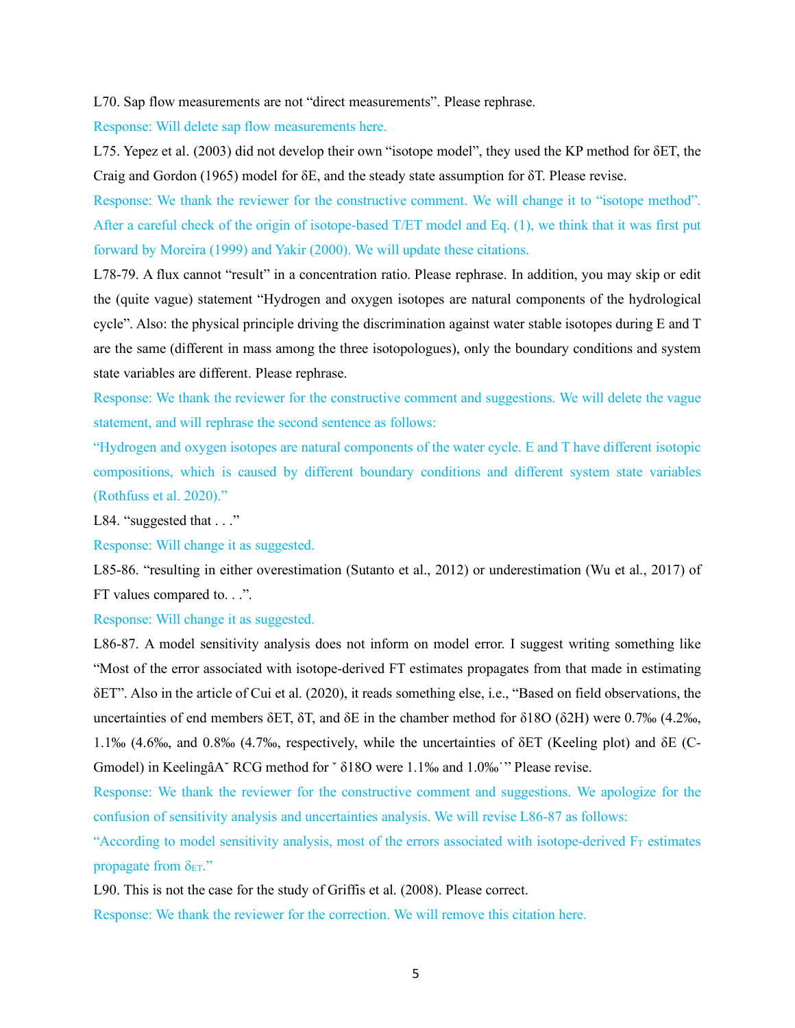L70. Sap flow measurements are not "direct measurements". Please rephrase.

Response: Will delete sap flow measurements here.

L75. Yepez et al. (2003) did not develop their own "isotope model", they used the KP method for $\delta$ET, the Craig and Gordon (1965) model for $\delta$E, and the steady state assumption for $\delta$T. Please revise.

Response: We thank the reviewer for the constructive comment. We will change it to "isotope method". After a careful check of the origin of isotope-based T/ET model and Eq. (1), we think that it was first put forward by Moreira (1999) and Yakir (2000). We will update these citations.

L78-79. A flux cannot "result" in a concentration ratio. Please rephrase. In addition, you may skip or edit the (quite vague) statement "Hydrogen and oxygen isotopes are natural components of the hydrological cycle". Also: the physical principle driving the discrimination against water stable isotopes during E and T are the same (different in mass among the three isotopologues), only the boundary conditions and system state variables are different. Please rephrase.

Response: We thank the reviewer for the constructive comment and suggestions. We will delete the vague statement, and will rephrase the second sentence as follows:

"Hydrogen and oxygen isotopes are natural components of the water cycle. E and T have different isotopic compositions, which is caused by different boundary conditions and different system state variables (Rothfuss et al. 2020)."

L84. "suggested that . . ."

Response: Will change it as suggested.

L85-86. "resulting in either overestimation (Sutanto et al., 2012) or underestimation (Wu et al., 2017) of FT values compared to. . .".

Response: Will change it as suggested.

L86-87. A model sensitivity analysis does not inform on model error. I suggest writing something like "Most of the error associated with isotope-derived FT estimates propagates from that made in estimating $\delta$ET". Also in the article of Cui et al. (2020), it reads something else, i.e., "Based on field observations, the uncertainties of end members $\delta$ET, $\delta$T, and $\delta$E in the chamber method for $\delta^{18}$O ($\delta^{2}$H) were 0.7‰ (4.2‰, 1.1‰ (4.6‰, and 0.8‰ (4.7‰, respectively, while the uncertainties of $\delta$ET (Keeling plot) and $\delta$E (C-Gmodel) in KeelingâA˘ RCG method for ˇ $\delta^{18}$O were 1.1‰ and 1.0‰˙" Please revise.

Response: We thank the reviewer for the constructive comment and suggestions. We apologize for the confusion of sensitivity analysis and uncertainties analysis. We will revise L86-87 as follows:

"According to model sensitivity analysis, most of the errors associated with isotope-derived $F_T$ estimates propagate from $\delta_{ET}$."

L90. This is not the case for the study of Griffis et al. (2008). Please correct.

Response: We thank the reviewer for the correction. We will remove this citation here.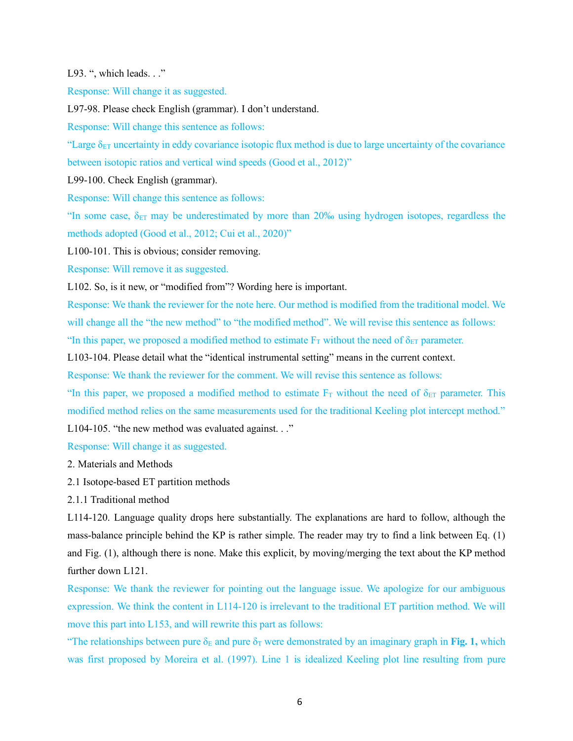L93. ", which leads. . ."

Response: Will change it as suggested.

L97-98. Please check English (grammar). I don't understand.

Response: Will change this sentence as follows:

"Large $\delta_{ET}$ uncertainty in eddy covariance isotopic flux method is due to large uncertainty of the covariance between isotopic ratios and vertical wind speeds (Good et al., 2012)"

L99-100. Check English (grammar).

Response: Will change this sentence as follows:

"In some case, $\delta_{ET}$ may be underestimated by more than 20‰ using hydrogen isotopes, regardless the methods adopted (Good et al., 2012; Cui et al., 2020)"

L100-101. This is obvious; consider removing.

Response: Will remove it as suggested.

L102. So, is it new, or "modified from"? Wording here is important.

Response: We thank the reviewer for the note here. Our method is modified from the traditional model. We will change all the "the new method" to "the modified method". We will revise this sentence as follows:

"In this paper, we proposed a modified method to estimate $F_T$ without the need of $\delta_{ET}$ parameter.

L103-104. Please detail what the "identical instrumental setting" means in the current context.

Response: We thank the reviewer for the comment. We will revise this sentence as follows:

"In this paper, we proposed a modified method to estimate $F_T$ without the need of $\delta_{ET}$ parameter. This modified method relies on the same measurements used for the traditional Keeling plot intercept method."

L104-105. "the new method was evaluated against. . ."

Response: Will change it as suggested.

2. Materials and Methods

2.1 Isotope-based ET partition methods

2.1.1 Traditional method

L114-120. Language quality drops here substantially. The explanations are hard to follow, although the mass-balance principle behind the KP is rather simple. The reader may try to find a link between Eq. (1) and Fig. (1), although there is none. Make this explicit, by moving/merging the text about the KP method further down L121.

Response: We thank the reviewer for pointing out the language issue. We apologize for our ambiguous expression. We think the content in L114-120 is irrelevant to the traditional ET partition method. We will move this part into L153, and will rewrite this part as follows:

"The relationships between pure $\delta_E$ and pure $\delta_T$ were demonstrated by an imaginary graph in **Fig. 1,** which was first proposed by Moreira et al. (1997). Line 1 is idealized Keeling plot line resulting from pure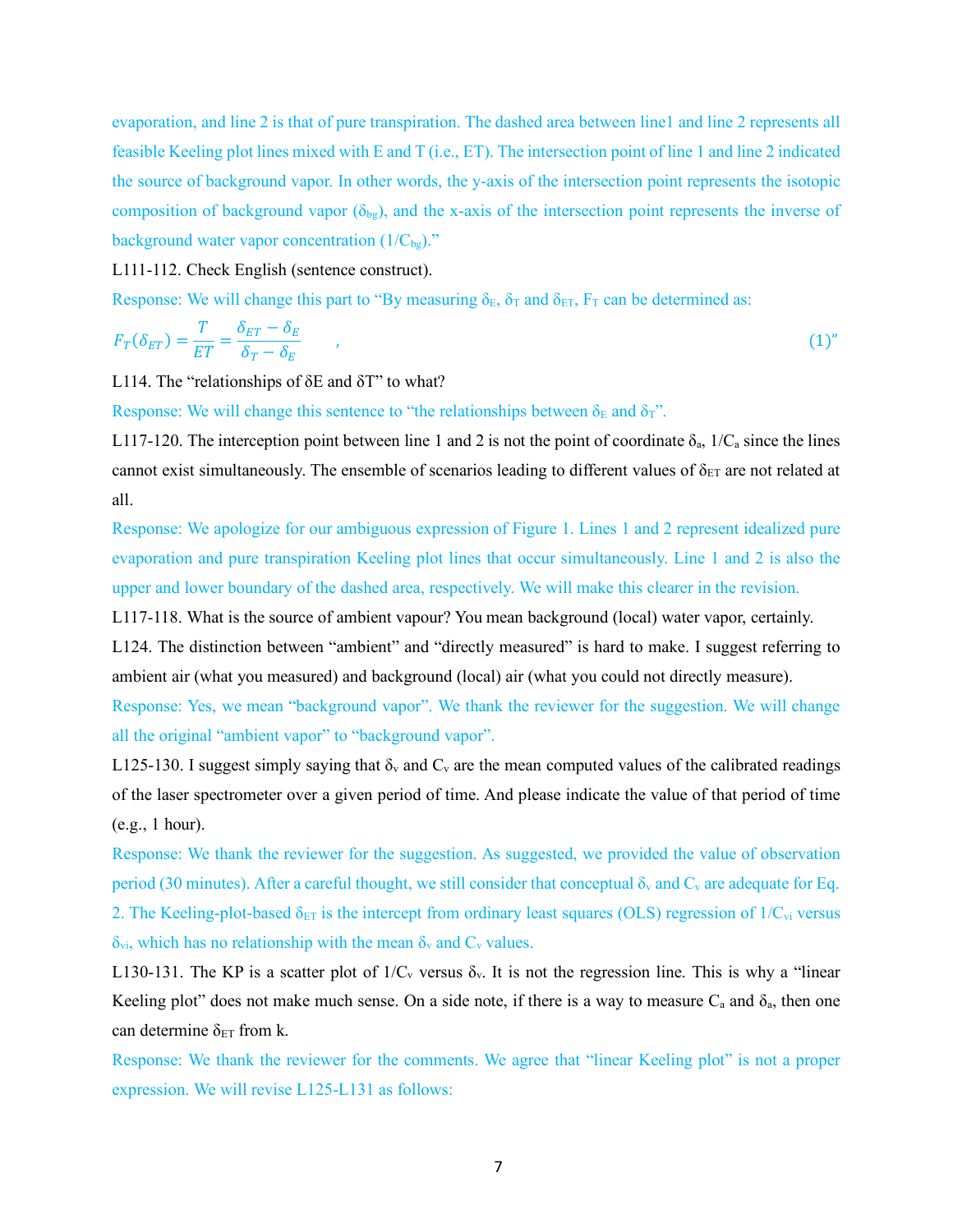evaporation, and line 2 is that of pure transpiration. The dashed area between line1 and line 2 represents all feasible Keeling plot lines mixed with E and T (i.e., ET). The intersection point of line 1 and line 2 indicated the source of background vapor. In other words, the y-axis of the intersection point represents the isotopic composition of background vapor ($\delta_{bg}$), and the x-axis of the intersection point represents the inverse of background water vapor concentration ($1/C_{bg}$)."

L111-112. Check English (sentence construct).

Response: We will change this part to "By measuring $\delta_E$, $\delta_T$ and $\delta_{ET}$, $F_T$ can be determined as:

$$F_T(\delta_{ET}) = \frac{T}{ET} = \frac{\delta_{ET} - \delta_E}{\delta_T - \delta_E} \quad , \tag{1}$$"

L114. The "relationships of δE and δT" to what?

Response: We will change this sentence to "the relationships between $\delta_E$ and $\delta_T$".

L117-120. The interception point between line 1 and 2 is not the point of coordinate $\delta_a$, $1/C_a$ since the lines cannot exist simultaneously. The ensemble of scenarios leading to different values of $\delta_{ET}$ are not related at all.

Response: We apologize for our ambiguous expression of Figure 1. Lines 1 and 2 represent idealized pure evaporation and pure transpiration Keeling plot lines that occur simultaneously. Line 1 and 2 is also the upper and lower boundary of the dashed area, respectively. We will make this clearer in the revision.

L117-118. What is the source of ambient vapour? You mean background (local) water vapor, certainly.

L124. The distinction between "ambient" and "directly measured" is hard to make. I suggest referring to ambient air (what you measured) and background (local) air (what you could not directly measure).

Response: Yes, we mean "background vapor". We thank the reviewer for the suggestion. We will change all the original "ambient vapor" to "background vapor".

L125-130. I suggest simply saying that $\delta_v$ and $C_v$ are the mean computed values of the calibrated readings of the laser spectrometer over a given period of time. And please indicate the value of that period of time (e.g., 1 hour).

Response: We thank the reviewer for the suggestion. As suggested, we provided the value of observation period (30 minutes). After a careful thought, we still consider that conceptual $\delta_v$ and $C_v$ are adequate for Eq. 2. The Keeling-plot-based $\delta_{ET}$ is the intercept from ordinary least squares (OLS) regression of $1/C_{vi}$ versus $\delta_{vi}$, which has no relationship with the mean $\delta_v$ and $C_v$ values.

L130-131. The KP is a scatter plot of $1/C_v$ versus $\delta_v$. It is not the regression line. This is why a "linear Keeling plot" does not make much sense. On a side note, if there is a way to measure $C_a$ and $\delta_a$, then one can determine $\delta_{ET}$ from k.

Response: We thank the reviewer for the comments. We agree that "linear Keeling plot" is not a proper expression. We will revise L125-L131 as follows: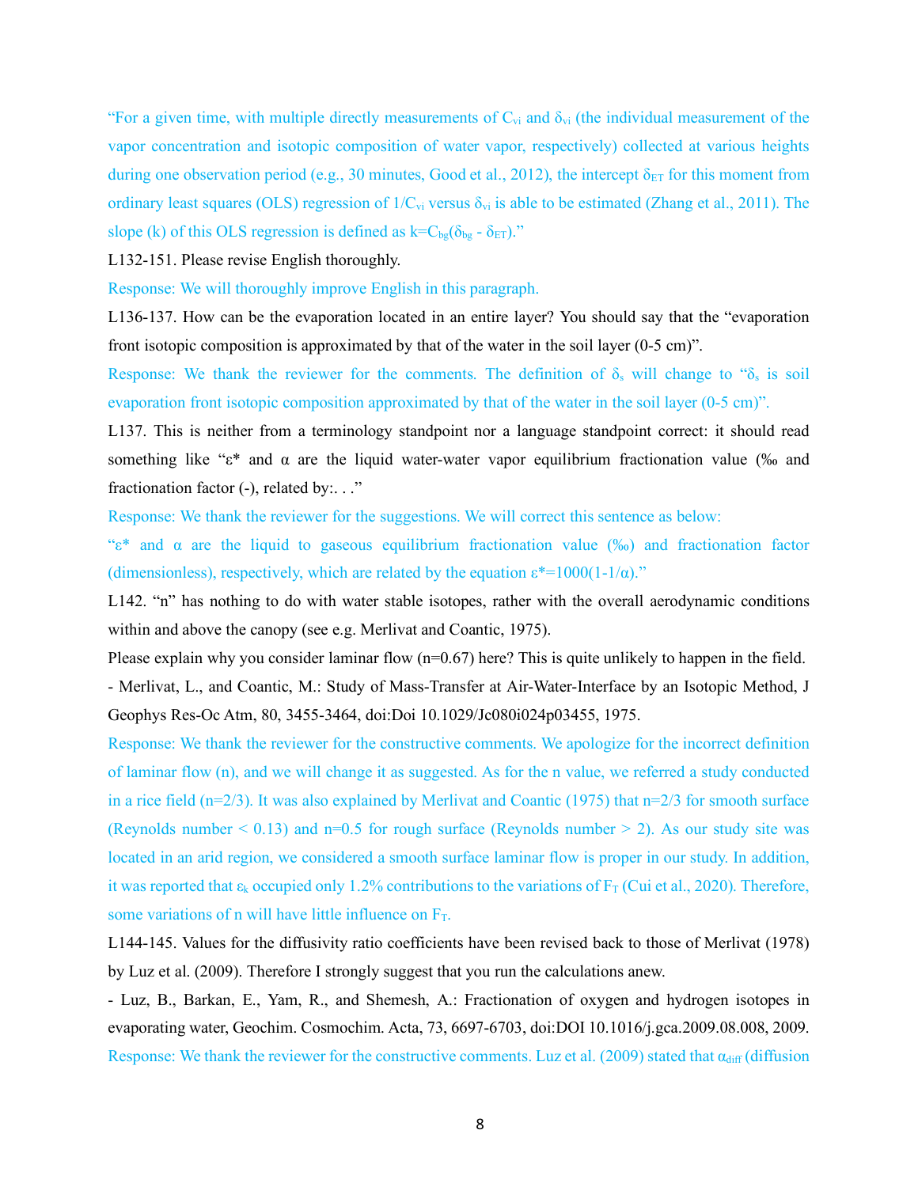"For a given time, with multiple directly measurements of $C_{vi}$ and $\delta_{vi}$ (the individual measurement of the vapor concentration and isotopic composition of water vapor, respectively) collected at various heights during one observation period (e.g., 30 minutes, Good et al., 2012), the intercept $\delta_{ET}$ for this moment from ordinary least squares (OLS) regression of $1/C_{vi}$ versus $\delta_{vi}$ is able to be estimated (Zhang et al., 2011). The slope (k) of this OLS regression is defined as $k=C_{bg}(\delta_{bg} - \delta_{ET})$."

L132-151. Please revise English thoroughly.

Response: We will thoroughly improve English in this paragraph.

L136-137. How can be the evaporation located in an entire layer? You should say that the "evaporation front isotopic composition is approximated by that of the water in the soil layer (0-5 cm)".

Response: We thank the reviewer for the comments. The definition of $\delta_s$ will change to "$\delta_s$ is soil evaporation front isotopic composition approximated by that of the water in the soil layer (0-5 cm)".

L137. This is neither from a terminology standpoint nor a language standpoint correct: it should read something like "$\varepsilon^*$ and $\alpha$ are the liquid water-water vapor equilibrium fractionation value (‰ and fractionation factor (-), related by:. . ."

Response: We thank the reviewer for the suggestions. We will correct this sentence as below:

"$\varepsilon^*$ and $\alpha$ are the liquid to gaseous equilibrium fractionation value (‰) and fractionation factor (dimensionless), respectively, which are related by the equation $\varepsilon^*=1000(1-1/\alpha)$."

L142. "n" has nothing to do with water stable isotopes, rather with the overall aerodynamic conditions within and above the canopy (see e.g. Merlivat and Coantic, 1975).

Please explain why you consider laminar flow (n=0.67) here? This is quite unlikely to happen in the field.

- Merlivat, L., and Coantic, M.: Study of Mass-Transfer at Air-Water-Interface by an Isotopic Method, J Geophys Res-Oc Atm, 80, 3455-3464, doi:Doi 10.1029/Jc080i024p03455, 1975.

Response: We thank the reviewer for the constructive comments. We apologize for the incorrect definition of laminar flow (n), and we will change it as suggested. As for the n value, we referred a study conducted in a rice field (n=2/3). It was also explained by Merlivat and Coantic (1975) that n=2/3 for smooth surface (Reynolds number < 0.13) and n=0.5 for rough surface (Reynolds number > 2). As our study site was located in an arid region, we considered a smooth surface laminar flow is proper in our study. In addition, it was reported that $\varepsilon_k$ occupied only 1.2% contributions to the variations of $F_T$ (Cui et al., 2020). Therefore, some variations of n will have little influence on $F_T$.

L144-145. Values for the diffusivity ratio coefficients have been revised back to those of Merlivat (1978) by Luz et al. (2009). Therefore I strongly suggest that you run the calculations anew.

- Luz, B., Barkan, E., Yam, R., and Shemesh, A.: Fractionation of oxygen and hydrogen isotopes in evaporating water, Geochim. Cosmochim. Acta, 73, 6697-6703, doi:DOI 10.1016/j.gca.2009.08.008, 2009.

Response: We thank the reviewer for the constructive comments. Luz et al. (2009) stated that $\alpha_{diff}$ (diffusion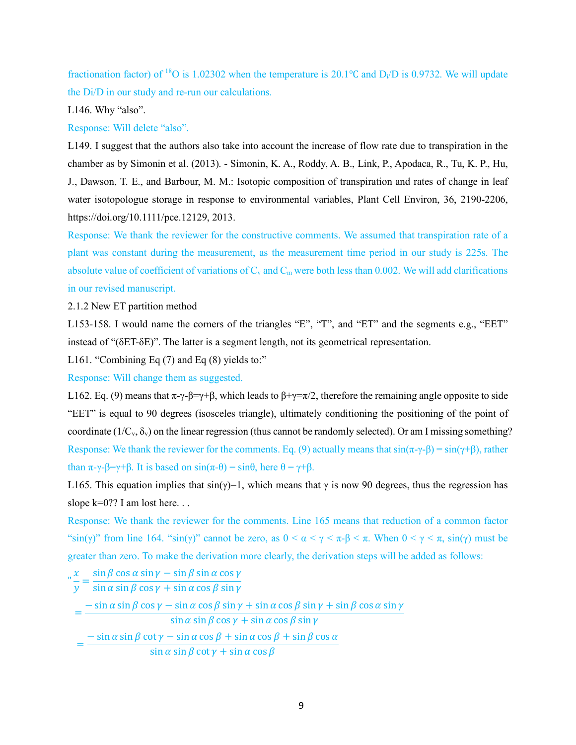fractionation factor) of $^{18}O$ is 1.02302 when the temperature is 20.1℃ and $D_i/D$ is 0.9732. We will update the Di/D in our study and re-run our calculations.

L146. Why "also".

Response: Will delete "also".

L149. I suggest that the authors also take into account the increase of flow rate due to transpiration in the chamber as by Simonin et al. (2013). - Simonin, K. A., Roddy, A. B., Link, P., Apodaca, R., Tu, K. P., Hu, J., Dawson, T. E., and Barbour, M. M.: Isotopic composition of transpiration and rates of change in leaf water isotopologue storage in response to environmental variables, Plant Cell Environ, 36, 2190-2206, https://doi.org/10.1111/pce.12129, 2013.

Response: We thank the reviewer for the constructive comments. We assumed that transpiration rate of a plant was constant during the measurement, as the measurement time period in our study is 225s. The absolute value of coefficient of variations of $C_v$ and $C_m$ were both less than 0.002. We will add clarifications in our revised manuscript.

2.1.2 New ET partition method

L153-158. I would name the corners of the triangles "E", "T", and "ET" and the segments e.g., "EET" instead of "(δET-δE)". The latter is a segment length, not its geometrical representation.

L161. "Combining Eq (7) and Eq (8) yields to:"

Response: Will change them as suggested.

L162. Eq. (9) means that π-γ-β=γ+β, which leads to β+γ=π/2, therefore the remaining angle opposite to side "EET" is equal to 90 degrees (isosceles triangle), ultimately conditioning the positioning of the point of coordinate ($1/C_v$, $\delta_v$) on the linear regression (thus cannot be randomly selected). Or am I missing something?

Response: We thank the reviewer for the comments. Eq. (9) actually means that sin(π-γ-β) = sin(γ+β), rather than π-γ-β=γ+β. It is based on sin(π-θ) = sinθ, here θ = γ+β.

L165. This equation implies that sin(γ)=1, which means that γ is now 90 degrees, thus the regression has slope k=0?? I am lost here. . .

Response: We thank the reviewer for the comments. Line 165 means that reduction of a common factor "sin(γ)" from line 164. "sin(γ)" cannot be zero, as 0 < α < γ < π-β < π. When 0 < γ < π, sin(γ) must be greater than zero. To make the derivation more clearly, the derivation steps will be added as follows:

"$$\frac{x}{y} = \frac{\sin\beta\cos\alpha\sin\gamma - \sin\beta\sin\alpha\cos\gamma}{\sin\alpha\sin\beta\cos\gamma + \sin\alpha\cos\beta\sin\gamma}$$

$$= \frac{-\sin\alpha\sin\beta\cos\gamma - \sin\alpha\cos\beta\sin\gamma + \sin\alpha\cos\beta\sin\gamma + \sin\beta\cos\alpha\sin\gamma}{\sin\alpha\sin\beta\cos\gamma + \sin\alpha\cos\beta\sin\gamma}$$

$$= \frac{-\sin\alpha\sin\beta\cot\gamma - \sin\alpha\cos\beta + \sin\alpha\cos\beta + \sin\beta\cos\alpha}{\sin\alpha\sin\beta\cot\gamma + \sin\alpha\cos\beta}$$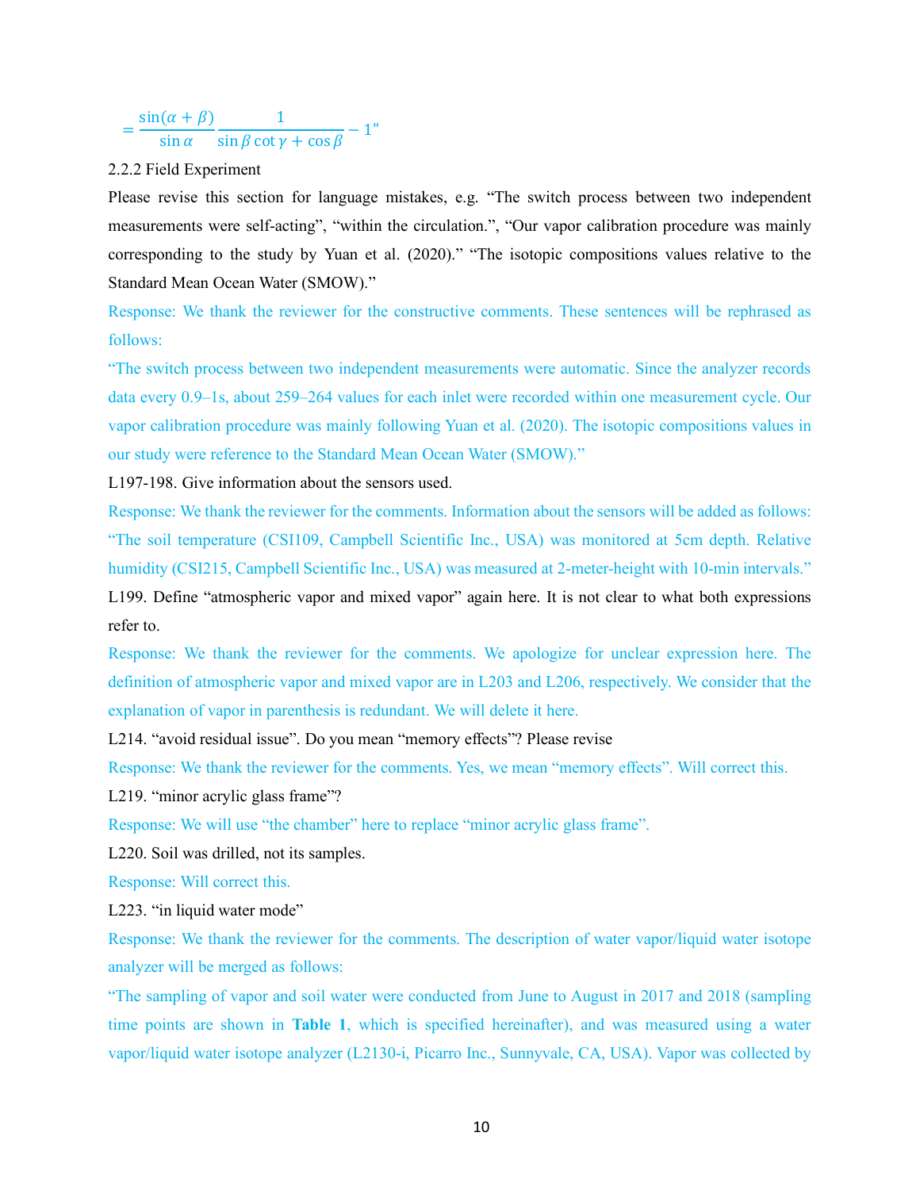$$= \frac{\sin(\alpha + \beta)}{\sin \alpha} \frac{1}{\sin \beta \cot \gamma + \cos \beta} - 1"$$

2.2.2 Field Experiment

Please revise this section for language mistakes, e.g. “The switch process between two independent measurements were self-acting”, “within the circulation.”, “Our vapor calibration procedure was mainly corresponding to the study by Yuan et al. (2020).” “The isotopic compositions values relative to the Standard Mean Ocean Water (SMOW).”

Response: We thank the reviewer for the constructive comments. These sentences will be rephrased as follows:

“The switch process between two independent measurements were automatic. Since the analyzer records data every 0.9–1s, about 259–264 values for each inlet were recorded within one measurement cycle. Our vapor calibration procedure was mainly following Yuan et al. (2020). The isotopic compositions values in our study were reference to the Standard Mean Ocean Water (SMOW).”

L197-198. Give information about the sensors used.

Response: We thank the reviewer for the comments. Information about the sensors will be added as follows: “The soil temperature (CSI109, Campbell Scientific Inc., USA) was monitored at 5cm depth. Relative humidity (CSI215, Campbell Scientific Inc., USA) was measured at 2-meter-height with 10-min intervals.”

L199. Define “atmospheric vapor and mixed vapor” again here. It is not clear to what both expressions refer to.

Response: We thank the reviewer for the comments. We apologize for unclear expression here. The definition of atmospheric vapor and mixed vapor are in L203 and L206, respectively. We consider that the explanation of vapor in parenthesis is redundant. We will delete it here.

L214. “avoid residual issue”. Do you mean “memory effects”? Please revise

Response: We thank the reviewer for the comments. Yes, we mean “memory effects”. Will correct this.

L219. “minor acrylic glass frame”?

Response: We will use “the chamber” here to replace “minor acrylic glass frame”.

L220. Soil was drilled, not its samples.

Response: Will correct this.

L223. “in liquid water mode”

Response: We thank the reviewer for the comments. The description of water vapor/liquid water isotope analyzer will be merged as follows:

“The sampling of vapor and soil water were conducted from June to August in 2017 and 2018 (sampling time points are shown in **Table 1**, which is specified hereinafter), and was measured using a water vapor/liquid water isotope analyzer (L2130-i, Picarro Inc., Sunnyvale, CA, USA). Vapor was collected by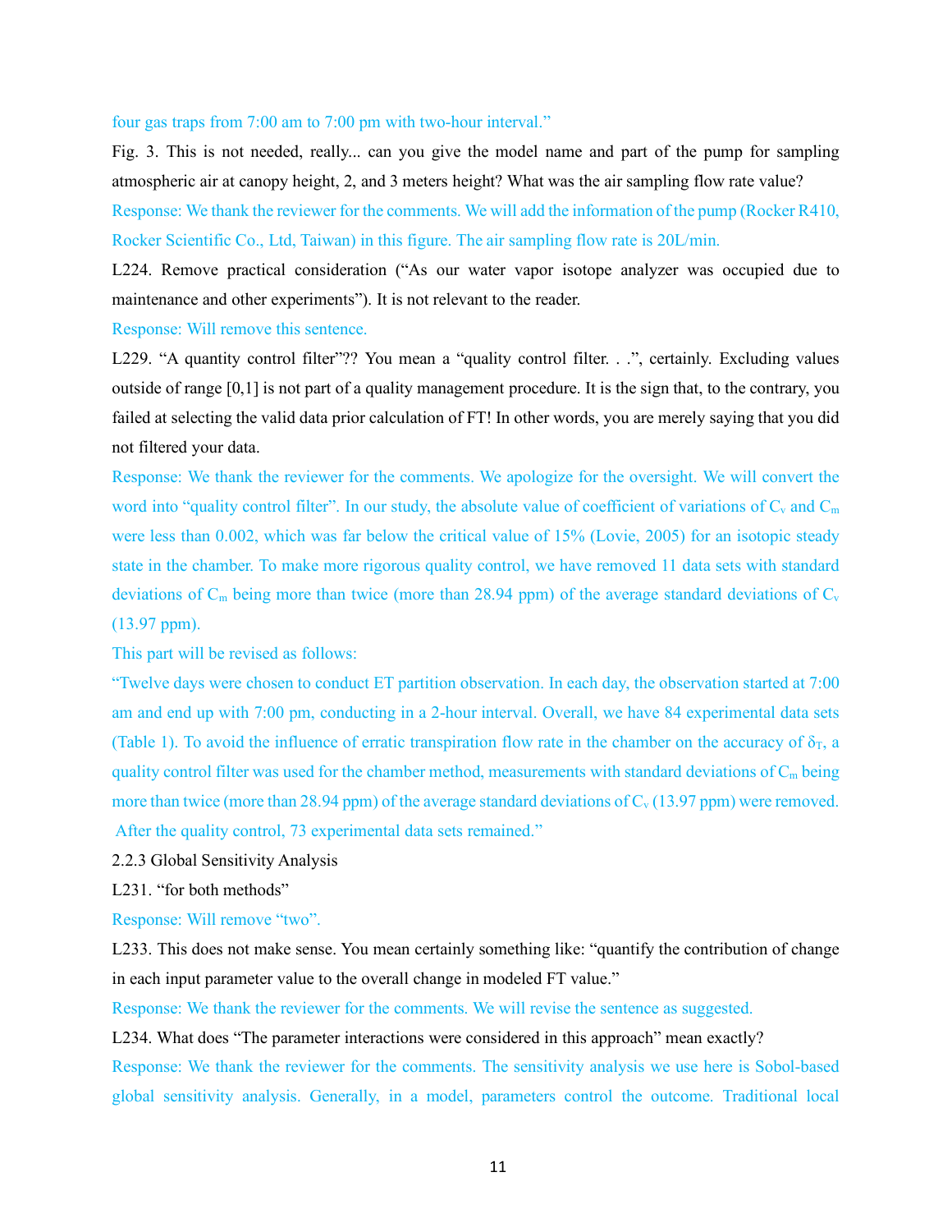four gas traps from 7:00 am to 7:00 pm with two-hour interval."

Fig. 3. This is not needed, really... can you give the model name and part of the pump for sampling atmospheric air at canopy height, 2, and 3 meters height? What was the air sampling flow rate value?

Response: We thank the reviewer for the comments. We will add the information of the pump (Rocker R410, Rocker Scientific Co., Ltd, Taiwan) in this figure. The air sampling flow rate is 20L/min.

L224. Remove practical consideration ("As our water vapor isotope analyzer was occupied due to maintenance and other experiments"). It is not relevant to the reader.

Response: Will remove this sentence.

L229. "A quantity control filter"?? You mean a "quality control filter. . .", certainly. Excluding values outside of range [0,1] is not part of a quality management procedure. It is the sign that, to the contrary, you failed at selecting the valid data prior calculation of FT! In other words, you are merely saying that you did not filtered your data.

Response: We thank the reviewer for the comments. We apologize for the oversight. We will convert the word into "quality control filter". In our study, the absolute value of coefficient of variations of $C_v$ and $C_m$ were less than 0.002, which was far below the critical value of 15% (Lovie, 2005) for an isotopic steady state in the chamber. To make more rigorous quality control, we have removed 11 data sets with standard deviations of $C_m$ being more than twice (more than 28.94 ppm) of the average standard deviations of $C_v$ (13.97 ppm).

This part will be revised as follows:

"Twelve days were chosen to conduct ET partition observation. In each day, the observation started at 7:00 am and end up with 7:00 pm, conducting in a 2-hour interval. Overall, we have 84 experimental data sets (Table 1). To avoid the influence of erratic transpiration flow rate in the chamber on the accuracy of $\delta_T$, a quality control filter was used for the chamber method, measurements with standard deviations of $C_m$ being more than twice (more than 28.94 ppm) of the average standard deviations of $C_v$ (13.97 ppm) were removed. After the quality control, 73 experimental data sets remained."

2.2.3 Global Sensitivity Analysis

L231. "for both methods"

Response: Will remove "two".

L233. This does not make sense. You mean certainly something like: "quantify the contribution of change in each input parameter value to the overall change in modeled FT value."

Response: We thank the reviewer for the comments. We will revise the sentence as suggested.

L234. What does "The parameter interactions were considered in this approach" mean exactly?

Response: We thank the reviewer for the comments. The sensitivity analysis we use here is Sobol-based global sensitivity analysis. Generally, in a model, parameters control the outcome. Traditional local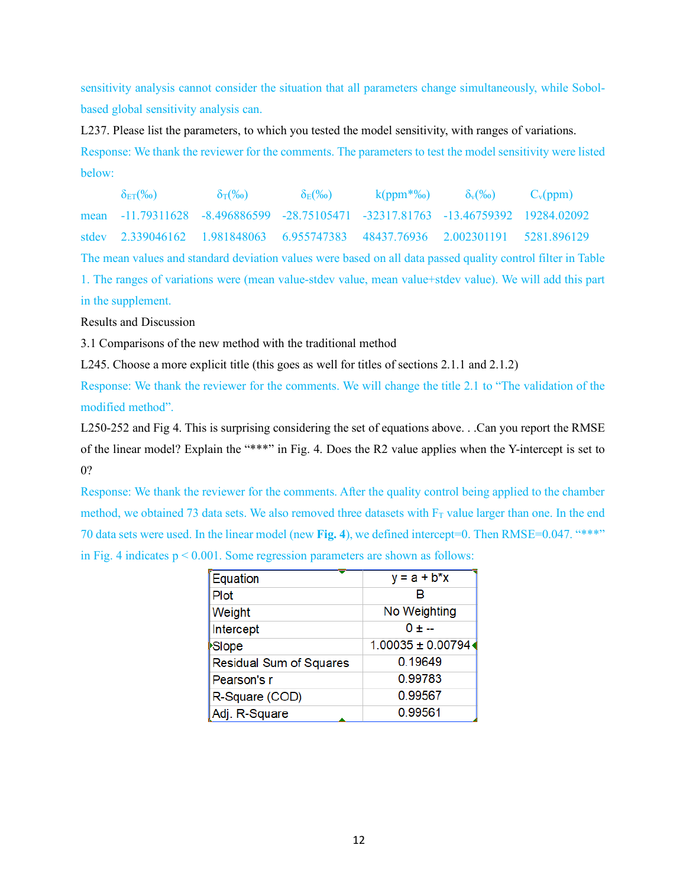sensitivity analysis cannot consider the situation that all parameters change simultaneously, while Sobol-based global sensitivity analysis can.

L237. Please list the parameters, to which you tested the model sensitivity, with ranges of variations.

Response: We thank the reviewer for the comments. The parameters to test the model sensitivity were listed below:

| | $\delta_{ET}$(‰) | $\delta_T$(‰) | $\delta_E$(‰) | k(ppm*‰) | $\delta_v$(‰) | $C_v$(ppm) |
|---|---|---|---|---|---|---|
| mean | -11.79311628 | -8.496886599 | -28.75105471 | -32317.81763 | -13.46759392 | 19284.02092 |
| stdev | 2.339046162 | 1.981848063 | 6.955747383 | 48437.76936 | 2.002301191 | 5281.896129 |

The mean values and standard deviation values were based on all data passed quality control filter in Table 1. The ranges of variations were (mean value-stdev value, mean value+stdev value). We will add this part in the supplement.

Results and Discussion

3.1 Comparisons of the new method with the traditional method

L245. Choose a more explicit title (this goes as well for titles of sections 2.1.1 and 2.1.2)

Response: We thank the reviewer for the comments. We will change the title 2.1 to "The validation of the modified method".

L250-252 and Fig 4. This is surprising considering the set of equations above. . .Can you report the RMSE of the linear model? Explain the "***" in Fig. 4. Does the R2 value applies when the Y-intercept is set to 0?

Response: We thank the reviewer for the comments. After the quality control being applied to the chamber method, we obtained 73 data sets. We also removed three datasets with $F_T$ value larger than one. In the end 70 data sets were used. In the linear model (new **Fig. 4**), we defined intercept=0. Then RMSE=0.047. "***" in Fig. 4 indicates $p < 0.001$. Some regression parameters are shown as follows:

| | |
|---|---|
| Equation | y = a + b*x |
| Plot | B |
| Weight | No Weighting |
| Intercept | 0 ± -- |
| Slope | 1.00035 ± 0.00794 |
| Residual Sum of Squares | 0.19649 |
| Pearson's r | 0.99783 |
| R-Square (COD) | 0.99567 |
| Adj. R-Square | 0.99561 |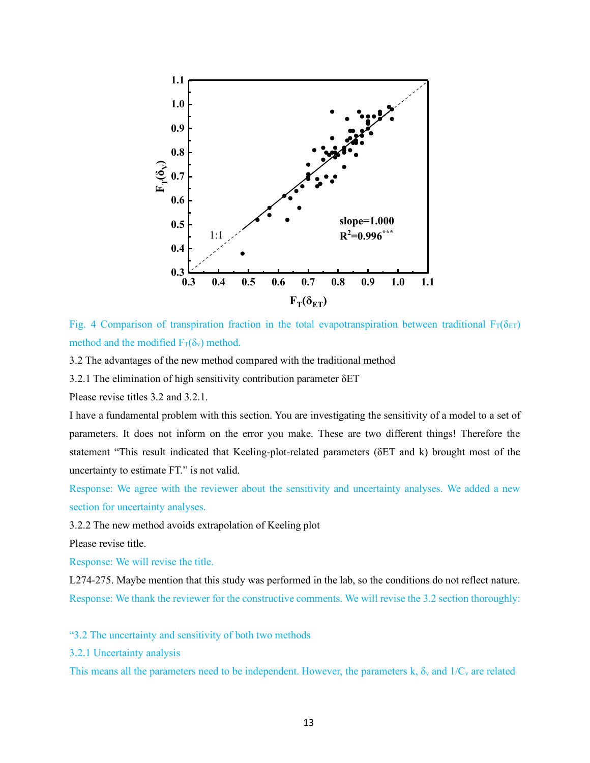Fig. 4 Comparison of transpiration fraction in the total evapotranspiration between traditional $F_T(\delta_{ET})$ method and the modified $F_T(\delta_v)$ method.

3.2 The advantages of the new method compared with the traditional method

3.2.1 The elimination of high sensitivity contribution parameter δET

Please revise titles 3.2 and 3.2.1.

I have a fundamental problem with this section. You are investigating the sensitivity of a model to a set of parameters. It does not inform on the error you make. These are two different things! Therefore the statement "This result indicated that Keeling-plot-related parameters (δET and k) brought most of the uncertainty to estimate FT." is not valid.

Response: We agree with the reviewer about the sensitivity and uncertainty analyses. We added a new section for uncertainty analyses.

3.2.2 The new method avoids extrapolation of Keeling plot

Please revise title.

Response: We will revise the title.

L274-275. Maybe mention that this study was performed in the lab, so the conditions do not reflect nature.

Response: We thank the reviewer for the constructive comments. We will revise the 3.2 section thoroughly:

"3.2 The uncertainty and sensitivity of both two methods

3.2.1 Uncertainty analysis

This means all the parameters need to be independent. However, the parameters k, $\delta_v$ and $1/C_v$ are related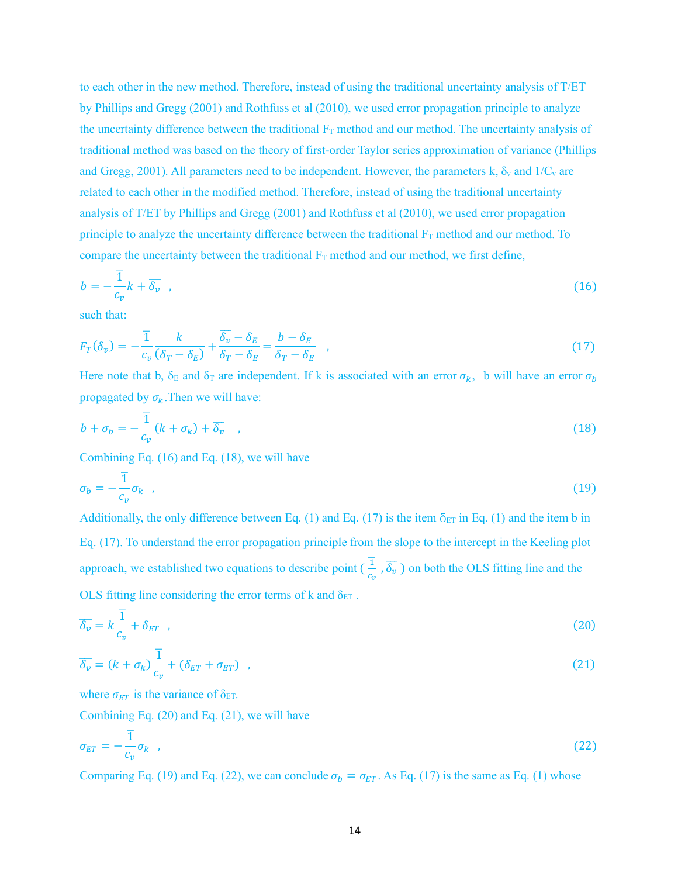to each other in the new method. Therefore, instead of using the traditional uncertainty analysis of T/ET by Phillips and Gregg (2001) and Rothfuss et al (2010), we used error propagation principle to analyze the uncertainty difference between the traditional $F_T$ method and our method. The uncertainty analysis of traditional method was based on the theory of first-order Taylor series approximation of variance (Phillips and Gregg, 2001). All parameters need to be independent. However, the parameters k, $\delta_v$ and $1/C_v$ are related to each other in the modified method. Therefore, instead of using the traditional uncertainty analysis of T/ET by Phillips and Gregg (2001) and Rothfuss et al (2010), we used error propagation principle to analyze the uncertainty difference between the traditional $F_T$ method and our method. To compare the uncertainty between the traditional $F_T$ method and our method, we first define,

$$b = -\overline{\frac{1}{c_v}}k + \overline{\delta_v} \quad , \tag{16}$$

such that:

$$F_T(\delta_v) = -\overline{\frac{1}{c_v}}\frac{k}{(\delta_T - \delta_E)} + \frac{\overline{\delta_v} - \delta_E}{\delta_T - \delta_E} = \frac{b - \delta_E}{\delta_T - \delta_E} \quad , \tag{17}$$

Here note that b, $\delta_E$ and $\delta_T$ are independent. If k is associated with an error $\sigma_k$, b will have an error $\sigma_b$ propagated by $\sigma_k$. Then we will have:

$$b + \sigma_b = -\overline{\frac{1}{c_v}}(k + \sigma_k) + \overline{\delta_v} \quad , \tag{18}$$

Combining Eq. (16) and Eq. (18), we will have

$$\sigma_b = -\overline{\frac{1}{c_v}}\sigma_k \quad , \tag{19}$$

Additionally, the only difference between Eq. (1) and Eq. (17) is the item $\delta_{ET}$ in Eq. (1) and the item b in Eq. (17). To understand the error propagation principle from the slope to the intercept in the Keeling plot approach, we established two equations to describe point ( $\overline{\frac{1}{c_v}}$ , $\overline{\delta_v}$ ) on both the OLS fitting line and the OLS fitting line considering the error terms of k and $\delta_{ET}$ .

$$\overline{\delta_v} = k\overline{\frac{1}{c_v}} + \delta_{ET} \quad , \tag{20}$$

$$\overline{\delta_v} = (k + \sigma_k)\overline{\frac{1}{c_v}} + (\delta_{ET} + \sigma_{ET}) \quad , \tag{21}$$

where $\sigma_{ET}$ is the variance of $\delta_{ET}$.

Combining Eq. (20) and Eq. (21), we will have

$$\sigma_{ET} = -\overline{\frac{1}{c_v}}\sigma_k \quad , \tag{22}$$

Comparing Eq. (19) and Eq. (22), we can conclude $\sigma_b = \sigma_{ET}$. As Eq. (17) is the same as Eq. (1) whose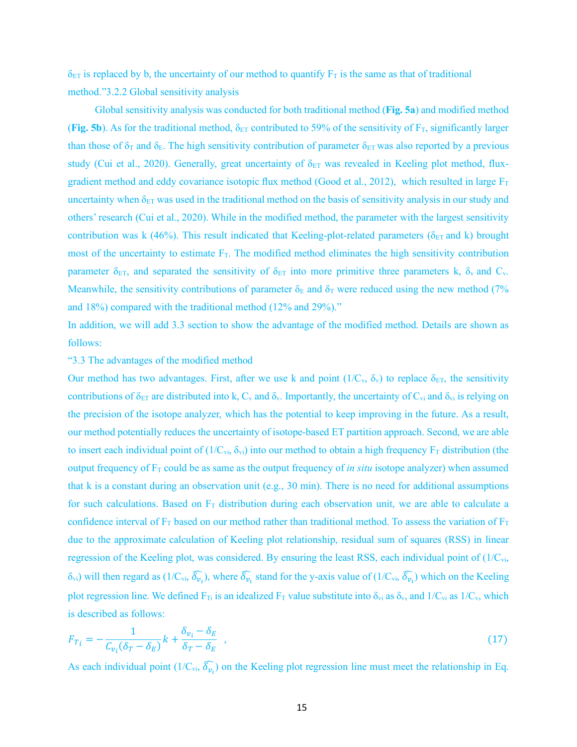$\delta_{ET}$ is replaced by b, the uncertainty of our method to quantify $F_T$ is the same as that of traditional method."3.2.2 Global sensitivity analysis

Global sensitivity analysis was conducted for both traditional method (**Fig. 5a**) and modified method (**Fig. 5b**). As for the traditional method, $\delta_{ET}$ contributed to 59% of the sensitivity of $F_T$, significantly larger than those of $\delta_T$ and $\delta_E$. The high sensitivity contribution of parameter $\delta_{ET}$ was also reported by a previous study (Cui et al., 2020). Generally, great uncertainty of $\delta_{ET}$ was revealed in Keeling plot method, flux-gradient method and eddy covariance isotopic flux method (Good et al., 2012), which resulted in large $F_T$ uncertainty when $\delta_{ET}$ was used in the traditional method on the basis of sensitivity analysis in our study and others' research (Cui et al., 2020). While in the modified method, the parameter with the largest sensitivity contribution was k (46%). This result indicated that Keeling-plot-related parameters ($\delta_{ET}$ and k) brought most of the uncertainty to estimate $F_T$. The modified method eliminates the high sensitivity contribution parameter $\delta_{ET}$, and separated the sensitivity of $\delta_{ET}$ into more primitive three parameters k, $\delta_v$ and $C_v$. Meanwhile, the sensitivity contributions of parameter $\delta_E$ and $\delta_T$ were reduced using the new method (7% and 18%) compared with the traditional method (12% and 29%)."

In addition, we will add 3.3 section to show the advantage of the modified method. Details are shown as follows:

"3.3 The advantages of the modified method

Our method has two advantages. First, after we use k and point ($1/C_v$, $\delta_v$) to replace $\delta_{ET}$, the sensitivity contributions of $\delta_{ET}$ are distributed into k, $C_v$ and $\delta_v$. Importantly, the uncertainty of $C_{vi}$ and $\delta_{vi}$ is relying on the precision of the isotope analyzer, which has the potential to keep improving in the future. As a result, our method potentially reduces the uncertainty of isotope-based ET partition approach. Second, we are able to insert each individual point of ($1/C_{vi}$, $\delta_{vi}$) into our method to obtain a high frequency $F_T$ distribution (the output frequency of $F_T$ could be as same as the output frequency of *in situ* isotope analyzer) when assumed that k is a constant during an observation unit (e.g., 30 min). There is no need for additional assumptions for such calculations. Based on $F_T$ distribution during each observation unit, we are able to calculate a confidence interval of $F_T$ based on our method rather than traditional method. To assess the variation of $F_T$ due to the approximate calculation of Keeling plot relationship, residual sum of squares (RSS) in linear regression of the Keeling plot, was considered. By ensuring the least RSS, each individual point of ($1/C_{vi}$, $\delta_{vi}$) will then regard as ($1/C_{vi}$, $\widehat{\delta_{v_i}}$), where $\widehat{\delta_{v_i}}$ stand for the y-axis value of ($1/C_{vi}$, $\widehat{\delta_{v_i}}$) which on the Keeling plot regression line. We defined $F_{Ti}$ is an idealized $F_T$ value substitute into $\delta_{vi}$ as $\delta_v$, and $1/C_{vi}$ as $1/C_v$, which is described as follows:

$$F_{T_i} = -\frac{1}{C_{v_i}(\delta_T - \delta_E)}k + \frac{\delta_{v_i} - \delta_E}{\delta_T - \delta_E} \quad , \tag{17}$$

As each individual point ($1/C_{vi}$, $\widehat{\delta_{v_i}}$) on the Keeling plot regression line must meet the relationship in Eq.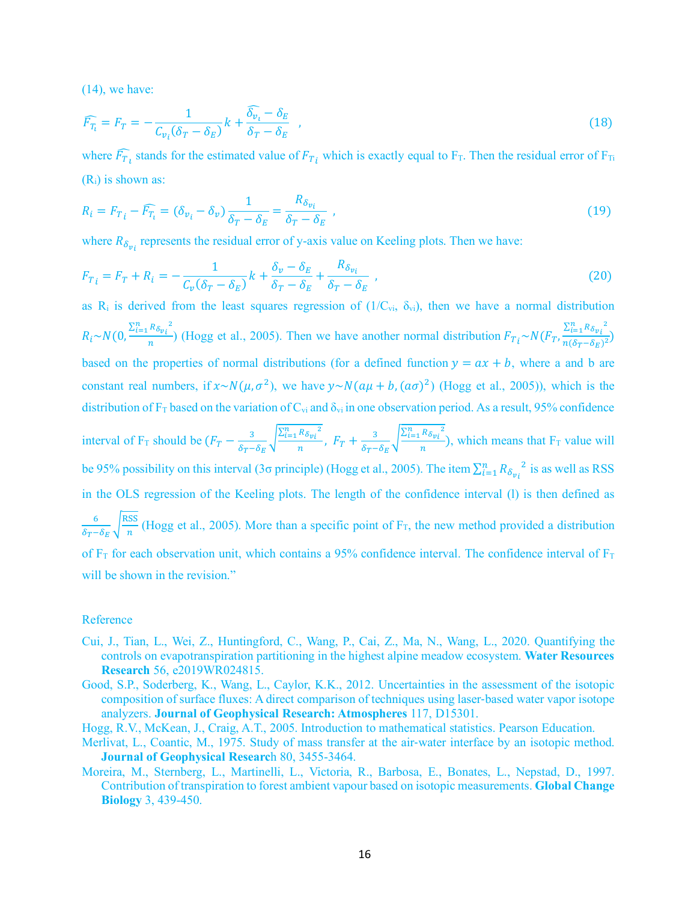(14), we have:

$$\widehat{F_{T_i}} = F_T = -\frac{1}{C_{v_i}(\delta_T - \delta_E)}k + \frac{\widehat{\delta_{v_i}} - \delta_E}{\delta_T - \delta_E} \quad , \tag{18}$$

where $\widehat{F_{T_i}}$ stands for the estimated value of $F_{T_i}$ which is exactly equal to $F_T$. Then the residual error of $F_{Ti}$ ($R_i$) is shown as:

$$R_i = F_{T_i} - \widehat{F_{T_i}} = (\delta_{v_i} - \delta_v)\frac{1}{\delta_T - \delta_E} = \frac{R_{\delta_{vi}}}{\delta_T - \delta_E} \quad , \tag{19}$$

where $R_{\delta_{v_i}}$ represents the residual error of y-axis value on Keeling plots. Then we have:

$$F_{T_i} = F_T + R_i = -\frac{1}{C_v(\delta_T - \delta_E)}k + \frac{\delta_v - \delta_E}{\delta_T - \delta_E} + \frac{R_{\delta_{vi}}}{\delta_T - \delta_E} \quad , \tag{20}$$

as $R_i$ is derived from the least squares regression of ($1/C_{vi}$, $\delta_{vi}$), then we have a normal distribution $R_i \sim N(0, \frac{\sum_{i=1}^{n} {R_{\delta_{vi}}}^2}{n})$ (Hogg et al., 2005). Then we have another normal distribution $F_{T_i} \sim N(F_T, \frac{\sum_{i=1}^{n} {R_{\delta_{vi}}}^2}{n(\delta_T - \delta_E)^2})$ based on the properties of normal distributions (for a defined function $y = ax + b$, where a and b are constant real numbers, if $x \sim N(\mu, \sigma^2)$, we have $y \sim N(a\mu + b, (a\sigma)^2)$ (Hogg et al., 2005)), which is the distribution of $F_T$ based on the variation of $C_{vi}$ and $\delta_{vi}$ in one observation period. As a result, 95% confidence interval of $F_T$ should be $(F_T - \frac{3}{\delta_T - \delta_E}\sqrt{\frac{\sum_{i=1}^{n} {R_{\delta_{vi}}}^2}{n}},\ F_T + \frac{3}{\delta_T - \delta_E}\sqrt{\frac{\sum_{i=1}^{n} {R_{\delta_{vi}}}^2}{n}})$, which means that $F_T$ value will be 95% possibility on this interval (3σ principle) (Hogg et al., 2005). The item $\sum_{i=1}^{n} {R_{\delta_{v_i}}}^2$ is as well as RSS in the OLS regression of the Keeling plots. The length of the confidence interval (l) is then defined as $\frac{6}{\delta_T - \delta_E}\sqrt{\frac{\text{RSS}}{n}}$ (Hogg et al., 2005). More than a specific point of $F_T$, the new method provided a distribution of $F_T$ for each observation unit, which contains a 95% confidence interval. The confidence interval of $F_T$ will be shown in the revision."

Reference

Cui, J., Tian, L., Wei, Z., Huntingford, C., Wang, P., Cai, Z., Ma, N., Wang, L., 2020. Quantifying the controls on evapotranspiration partitioning in the highest alpine meadow ecosystem. **Water Resources Research** 56, e2019WR024815.

Good, S.P., Soderberg, K., Wang, L., Caylor, K.K., 2012. Uncertainties in the assessment of the isotopic composition of surface fluxes: A direct comparison of techniques using laser-based water vapor isotope analyzers. **Journal of Geophysical Research: Atmospheres** 117, D15301.

Hogg, R.V., McKean, J., Craig, A.T., 2005. Introduction to mathematical statistics. Pearson Education.

Merlivat, L., Coantic, M., 1975. Study of mass transfer at the air-water interface by an isotopic method. **Journal of Geophysical Research** 80, 3455-3464.

Moreira, M., Sternberg, L., Martinelli, L., Victoria, R., Barbosa, E., Bonates, L., Nepstad, D., 1997. Contribution of transpiration to forest ambient vapour based on isotopic measurements. **Global Change Biology** 3, 439-450.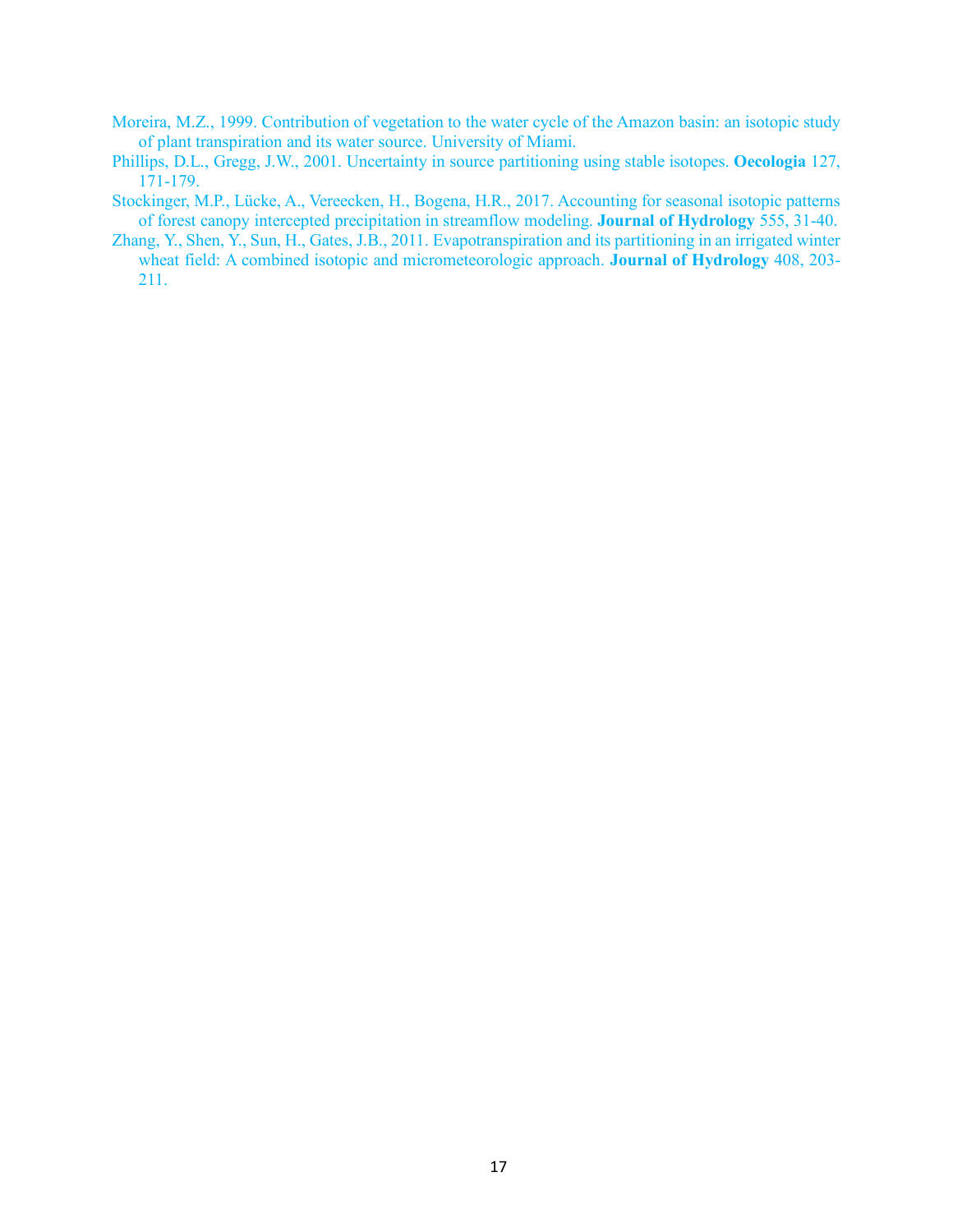Moreira, M.Z., 1999. Contribution of vegetation to the water cycle of the Amazon basin: an isotopic study of plant transpiration and its water source. University of Miami.

Phillips, D.L., Gregg, J.W., 2001. Uncertainty in source partitioning using stable isotopes. **Oecologia** 127, 171-179.

Stockinger, M.P., Lücke, A., Vereecken, H., Bogena, H.R., 2017. Accounting for seasonal isotopic patterns of forest canopy intercepted precipitation in streamflow modeling. **Journal of Hydrology** 555, 31-40.

Zhang, Y., Shen, Y., Sun, H., Gates, J.B., 2011. Evapotranspiration and its partitioning in an irrigated winter wheat field: A combined isotopic and micrometeorologic approach. **Journal of Hydrology** 408, 203-211.